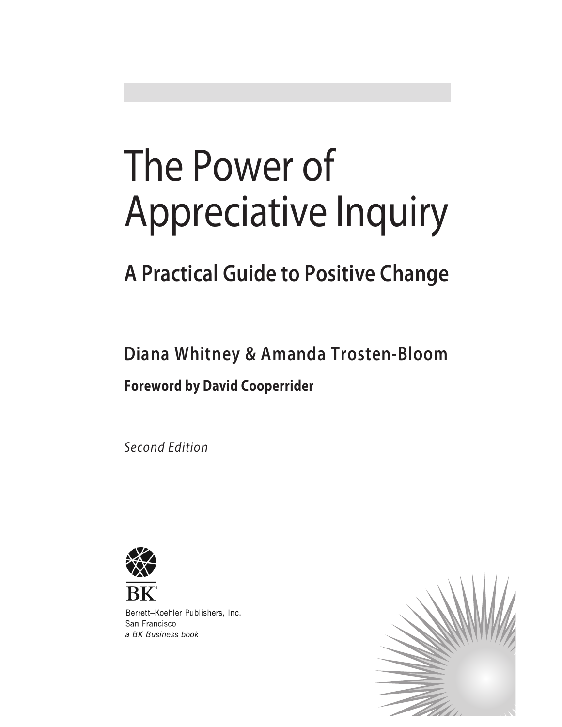# The Power of Appreciative Inquiry

## A Practical Guide to Positive Change

**Diana Whitney & Amanda Trosten-Bloom**

**Foreword by David Cooperrider**

*Second Edition*

BK

Berrett–Koehler Publishers, Inc.
San Francisco
*a BK Business book*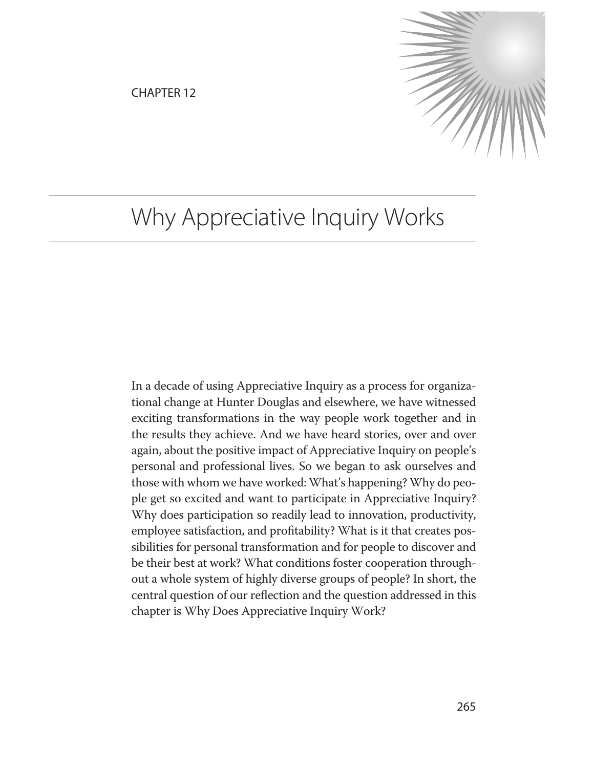CHAPTER 12

# Why Appreciative Inquiry Works

In a decade of using Appreciative Inquiry as a process for organizational change at Hunter Douglas and elsewhere, we have witnessed exciting transformations in the way people work together and in the results they achieve. And we have heard stories, over and over again, about the positive impact of Appreciative Inquiry on people's personal and professional lives. So we began to ask ourselves and those with whom we have worked: What's happening? Why do people get so excited and want to participate in Appreciative Inquiry? Why does participation so readily lead to innovation, productivity, employee satisfaction, and profitability? What is it that creates possibilities for personal transformation and for people to discover and be their best at work? What conditions foster cooperation throughout a whole system of highly diverse groups of people? In short, the central question of our reflection and the question addressed in this chapter is Why Does Appreciative Inquiry Work?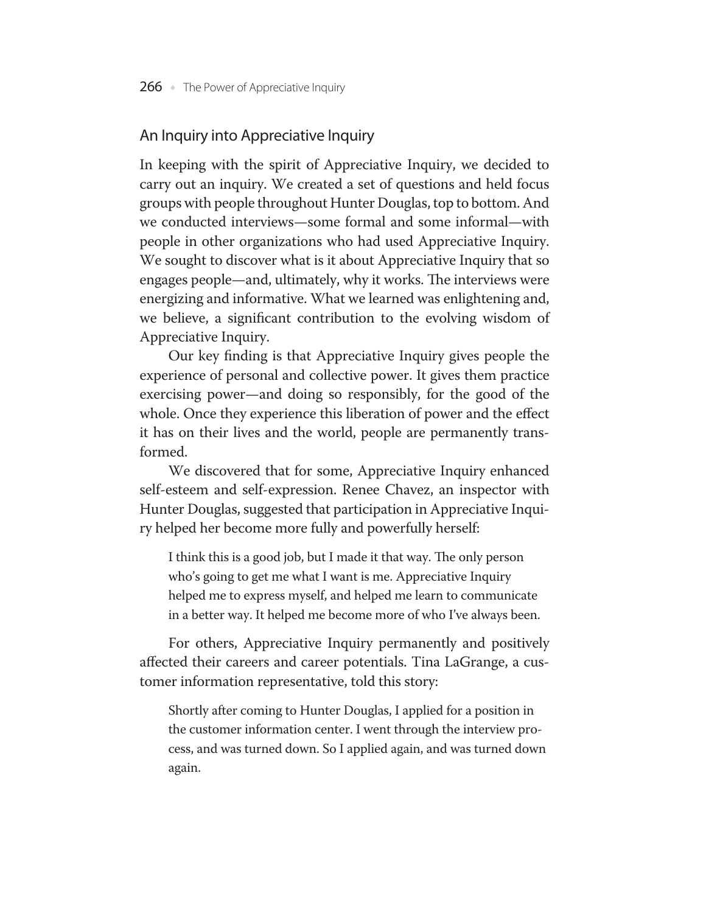## An Inquiry into Appreciative Inquiry

In keeping with the spirit of Appreciative Inquiry, we decided to carry out an inquiry. We created a set of questions and held focus groups with people throughout Hunter Douglas, top to bottom. And we conducted interviews—some formal and some informal—with people in other organizations who had used Appreciative Inquiry. We sought to discover what is it about Appreciative Inquiry that so engages people—and, ultimately, why it works. The interviews were energizing and informative. What we learned was enlightening and, we believe, a significant contribution to the evolving wisdom of Appreciative Inquiry.

Our key finding is that Appreciative Inquiry gives people the experience of personal and collective power. It gives them practice exercising power—and doing so responsibly, for the good of the whole. Once they experience this liberation of power and the effect it has on their lives and the world, people are permanently transformed.

We discovered that for some, Appreciative Inquiry enhanced self-esteem and self-expression. Renee Chavez, an inspector with Hunter Douglas, suggested that participation in Appreciative Inquiry helped her become more fully and powerfully herself:

> I think this is a good job, but I made it that way. The only person who's going to get me what I want is me. Appreciative Inquiry helped me to express myself, and helped me learn to communicate in a better way. It helped me become more of who I've always been.

For others, Appreciative Inquiry permanently and positively affected their careers and career potentials. Tina LaGrange, a customer information representative, told this story:

> Shortly after coming to Hunter Douglas, I applied for a position in the customer information center. I went through the interview process, and was turned down. So I applied again, and was turned down again.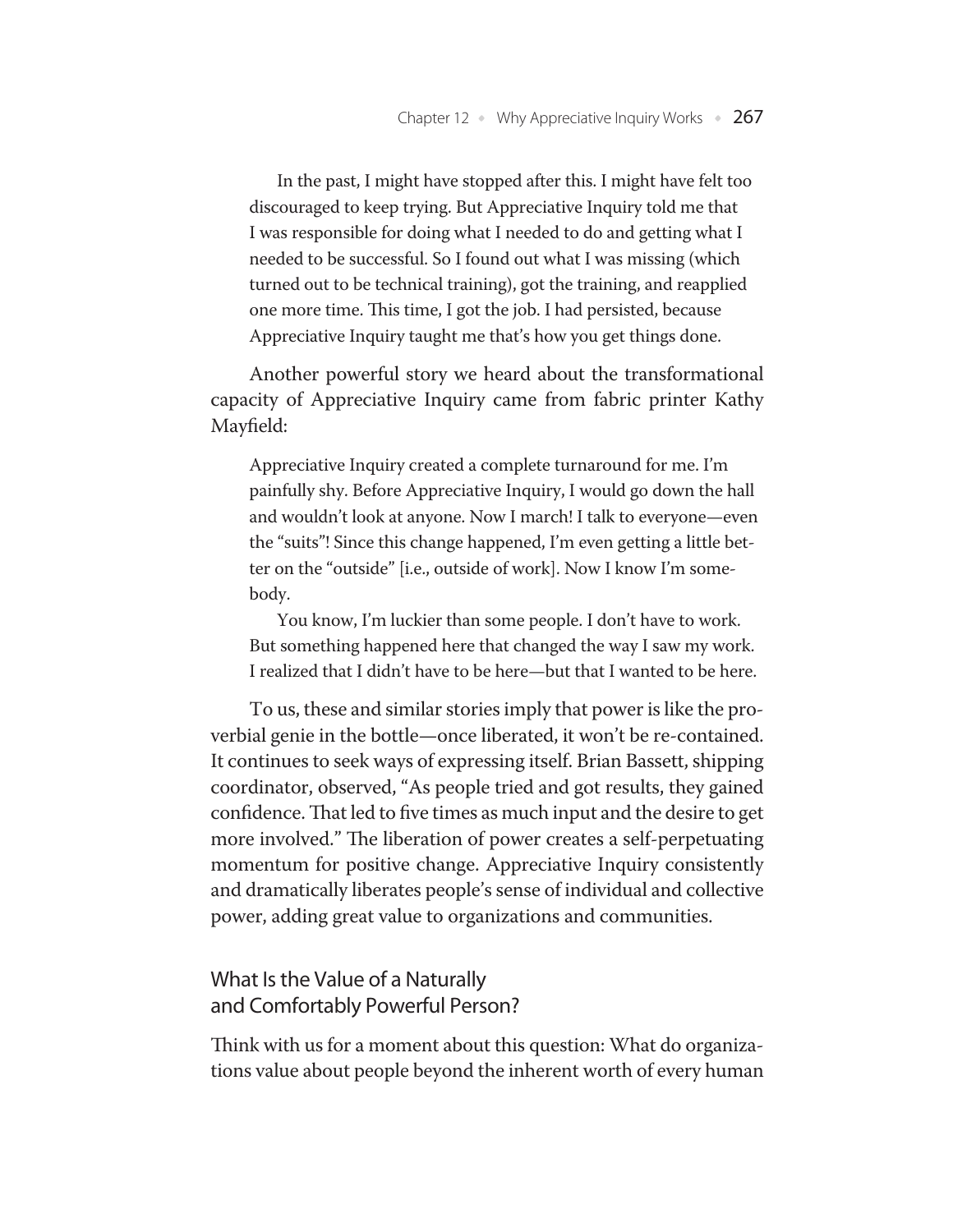In the past, I might have stopped after this. I might have felt too discouraged to keep trying. But Appreciative Inquiry told me that I was responsible for doing what I needed to do and getting what I needed to be successful. So I found out what I was missing (which turned out to be technical training), got the training, and reapplied one more time. This time, I got the job. I had persisted, because Appreciative Inquiry taught me that's how you get things done.

Another powerful story we heard about the transformational capacity of Appreciative Inquiry came from fabric printer Kathy Mayfield:

> Appreciative Inquiry created a complete turnaround for me. I'm painfully shy. Before Appreciative Inquiry, I would go down the hall and wouldn't look at anyone. Now I march! I talk to everyone—even the "suits"! Since this change happened, I'm even getting a little better on the "outside" [i.e., outside of work]. Now I know I'm somebody.
>
> You know, I'm luckier than some people. I don't have to work. But something happened here that changed the way I saw my work. I realized that I didn't have to be here—but that I wanted to be here.

To us, these and similar stories imply that power is like the proverbial genie in the bottle—once liberated, it won't be re-contained. It continues to seek ways of expressing itself. Brian Bassett, shipping coordinator, observed, "As people tried and got results, they gained confidence. That led to five times as much input and the desire to get more involved." The liberation of power creates a self-perpetuating momentum for positive change. Appreciative Inquiry consistently and dramatically liberates people's sense of individual and collective power, adding great value to organizations and communities.

## What Is the Value of a Naturally and Comfortably Powerful Person?

Think with us for a moment about this question: What do organizations value about people beyond the inherent worth of every human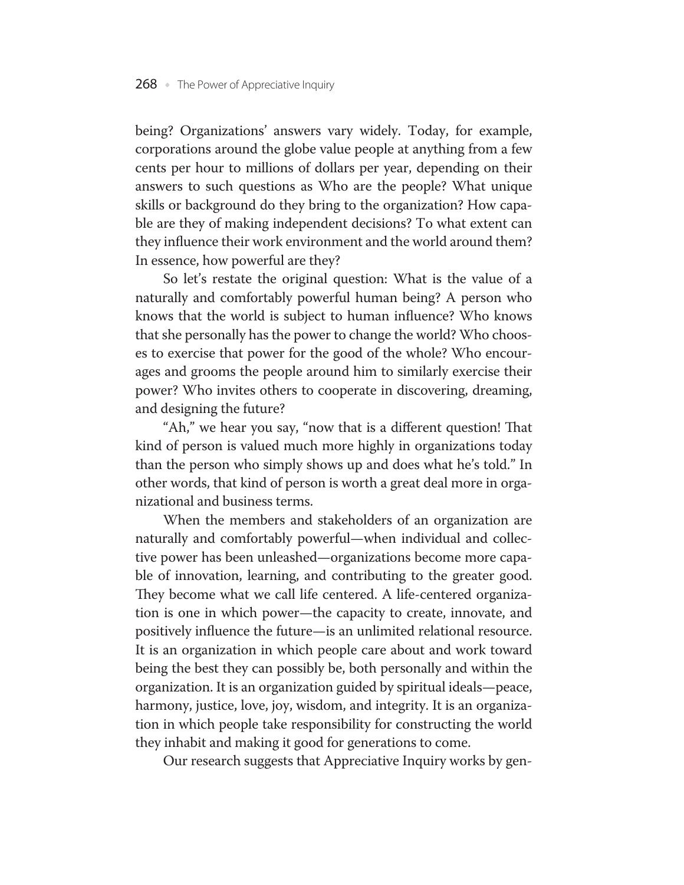being? Organizations' answers vary widely. Today, for example, corporations around the globe value people at anything from a few cents per hour to millions of dollars per year, depending on their answers to such questions as Who are the people? What unique skills or background do they bring to the organization? How capable are they of making independent decisions? To what extent can they influence their work environment and the world around them? In essence, how powerful are they?

So let's restate the original question: What is the value of a naturally and comfortably powerful human being? A person who knows that the world is subject to human influence? Who knows that she personally has the power to change the world? Who chooses to exercise that power for the good of the whole? Who encourages and grooms the people around him to similarly exercise their power? Who invites others to cooperate in discovering, dreaming, and designing the future?

"Ah," we hear you say, "now that is a different question! That kind of person is valued much more highly in organizations today than the person who simply shows up and does what he's told." In other words, that kind of person is worth a great deal more in organizational and business terms.

When the members and stakeholders of an organization are naturally and comfortably powerful—when individual and collective power has been unleashed—organizations become more capable of innovation, learning, and contributing to the greater good. They become what we call life centered. A life-centered organization is one in which power—the capacity to create, innovate, and positively influence the future—is an unlimited relational resource. It is an organization in which people care about and work toward being the best they can possibly be, both personally and within the organization. It is an organization guided by spiritual ideals—peace, harmony, justice, love, joy, wisdom, and integrity. It is an organization in which people take responsibility for constructing the world they inhabit and making it good for generations to come.

Our research suggests that Appreciative Inquiry works by gen-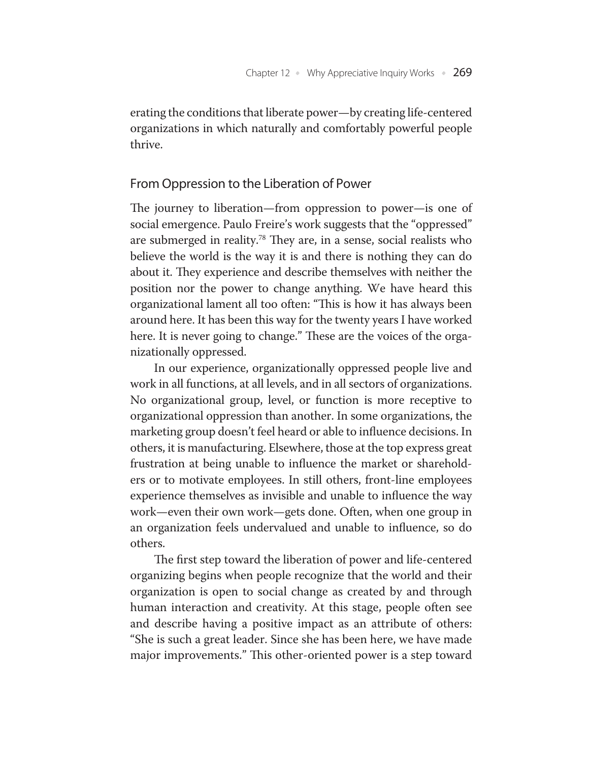erating the conditions that liberate power—by creating life-centered organizations in which naturally and comfortably powerful people thrive.

## From Oppression to the Liberation of Power

The journey to liberation—from oppression to power—is one of social emergence. Paulo Freire's work suggests that the "oppressed" are submerged in reality.[78] They are, in a sense, social realists who believe the world is the way it is and there is nothing they can do about it. They experience and describe themselves with neither the position nor the power to change anything. We have heard this organizational lament all too often: "This is how it has always been around here. It has been this way for the twenty years I have worked here. It is never going to change." These are the voices of the organizationally oppressed.

In our experience, organizationally oppressed people live and work in all functions, at all levels, and in all sectors of organizations. No organizational group, level, or function is more receptive to organizational oppression than another. In some organizations, the marketing group doesn't feel heard or able to influence decisions. In others, it is manufacturing. Elsewhere, those at the top express great frustration at being unable to influence the market or shareholders or to motivate employees. In still others, front-line employees experience themselves as invisible and unable to influence the way work—even their own work—gets done. Often, when one group in an organization feels undervalued and unable to influence, so do others.

The first step toward the liberation of power and life-centered organizing begins when people recognize that the world and their organization is open to social change as created by and through human interaction and creativity. At this stage, people often see and describe having a positive impact as an attribute of others: "She is such a great leader. Since she has been here, we have made major improvements." This other-oriented power is a step toward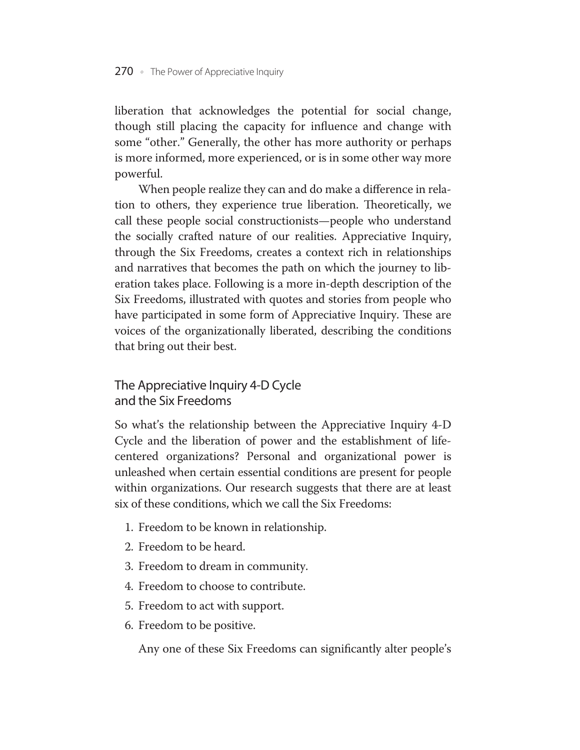liberation that acknowledges the potential for social change, though still placing the capacity for influence and change with some "other." Generally, the other has more authority or perhaps is more informed, more experienced, or is in some other way more powerful.

When people realize they can and do make a difference in relation to others, they experience true liberation. Theoretically, we call these people social constructionists—people who understand the socially crafted nature of our realities. Appreciative Inquiry, through the Six Freedoms, creates a context rich in relationships and narratives that becomes the path on which the journey to liberation takes place. Following is a more in-depth description of the Six Freedoms, illustrated with quotes and stories from people who have participated in some form of Appreciative Inquiry. These are voices of the organizationally liberated, describing the conditions that bring out their best.

## The Appreciative Inquiry 4-D Cycle and the Six Freedoms

So what's the relationship between the Appreciative Inquiry 4-D Cycle and the liberation of power and the establishment of life-centered organizations? Personal and organizational power is unleashed when certain essential conditions are present for people within organizations. Our research suggests that there are at least six of these conditions, which we call the Six Freedoms:

1. Freedom to be known in relationship.
2. Freedom to be heard.
3. Freedom to dream in community.
4. Freedom to choose to contribute.
5. Freedom to act with support.
6. Freedom to be positive.

Any one of these Six Freedoms can significantly alter people's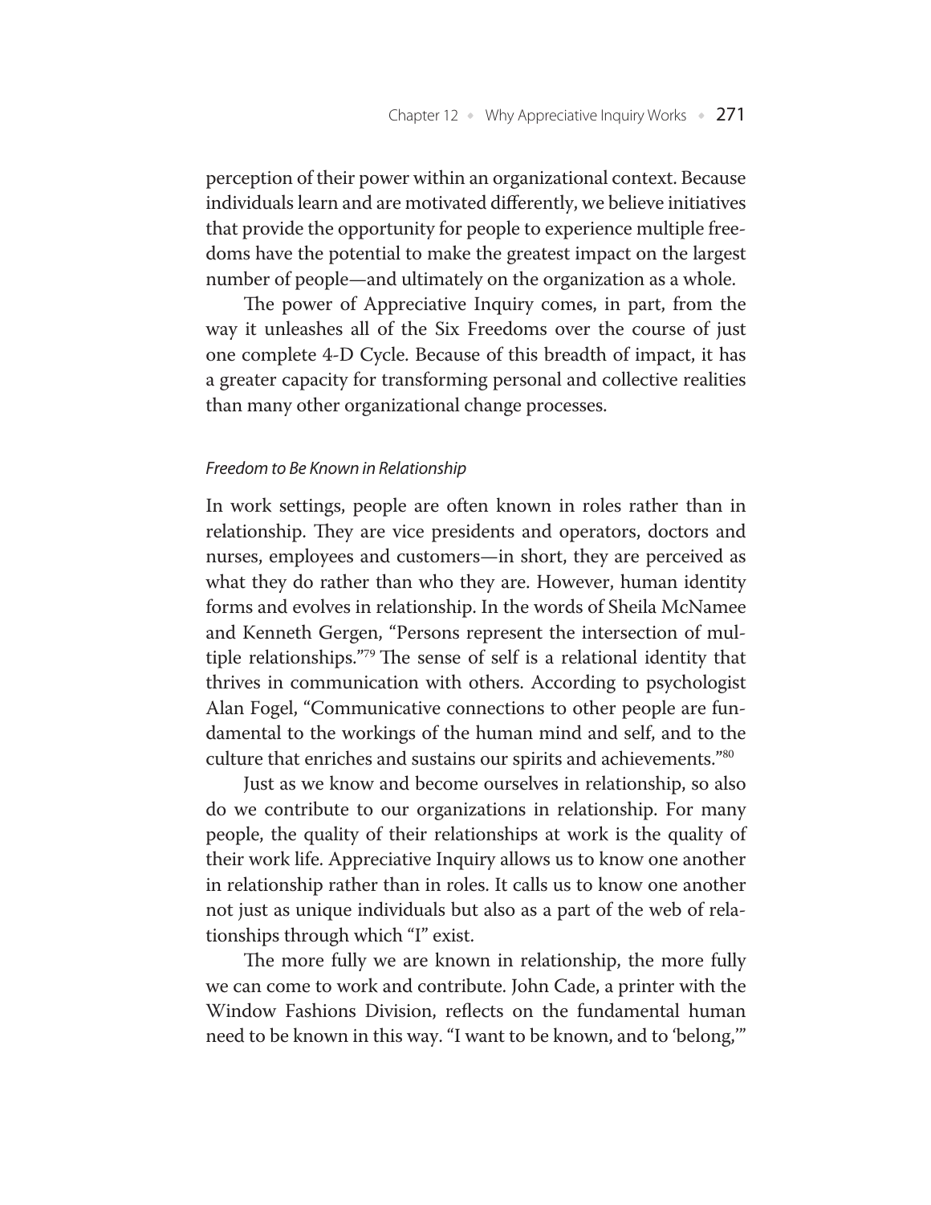perception of their power within an organizational context. Because individuals learn and are motivated differently, we believe initiatives that provide the opportunity for people to experience multiple freedoms have the potential to make the greatest impact on the largest number of people—and ultimately on the organization as a whole.

The power of Appreciative Inquiry comes, in part, from the way it unleashes all of the Six Freedoms over the course of just one complete 4-D Cycle. Because of this breadth of impact, it has a greater capacity for transforming personal and collective realities than many other organizational change processes.

### *Freedom to Be Known in Relationship*

In work settings, people are often known in roles rather than in relationship. They are vice presidents and operators, doctors and nurses, employees and customers—in short, they are perceived as what they do rather than who they are. However, human identity forms and evolves in relationship. In the words of Sheila McNamee and Kenneth Gergen, "Persons represent the intersection of multiple relationships."[79] The sense of self is a relational identity that thrives in communication with others. According to psychologist Alan Fogel, "Communicative connections to other people are fundamental to the workings of the human mind and self, and to the culture that enriches and sustains our spirits and achievements."[80]

Just as we know and become ourselves in relationship, so also do we contribute to our organizations in relationship. For many people, the quality of their relationships at work is the quality of their work life. Appreciative Inquiry allows us to know one another in relationship rather than in roles. It calls us to know one another not just as unique individuals but also as a part of the web of relationships through which "I" exist.

The more fully we are known in relationship, the more fully we can come to work and contribute. John Cade, a printer with the Window Fashions Division, reflects on the fundamental human need to be known in this way. "I want to be known, and to 'belong,'"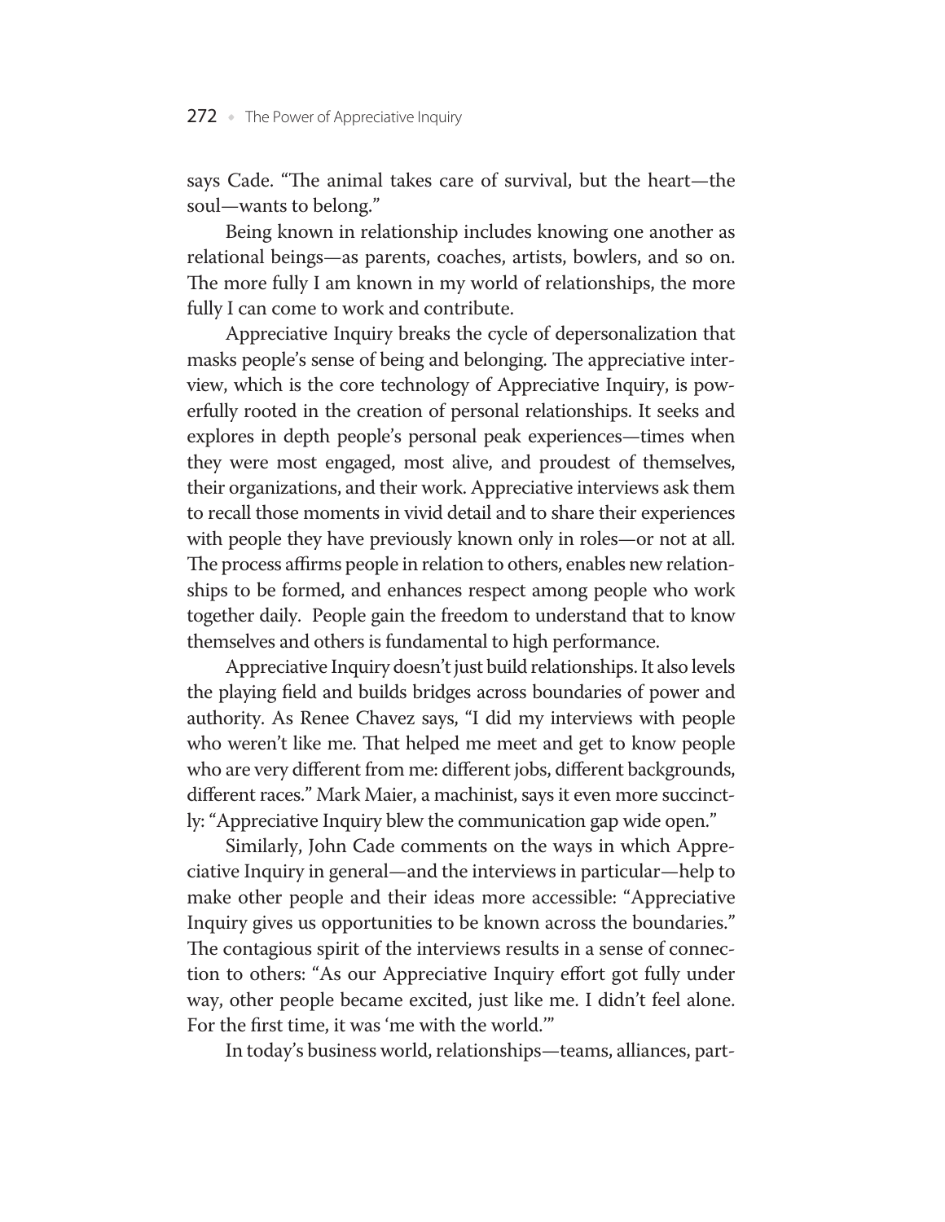says Cade. "The animal takes care of survival, but the heart—the soul—wants to belong."

Being known in relationship includes knowing one another as relational beings—as parents, coaches, artists, bowlers, and so on. The more fully I am known in my world of relationships, the more fully I can come to work and contribute.

Appreciative Inquiry breaks the cycle of depersonalization that masks people's sense of being and belonging. The appreciative interview, which is the core technology of Appreciative Inquiry, is powerfully rooted in the creation of personal relationships. It seeks and explores in depth people's personal peak experiences—times when they were most engaged, most alive, and proudest of themselves, their organizations, and their work. Appreciative interviews ask them to recall those moments in vivid detail and to share their experiences with people they have previously known only in roles—or not at all. The process affirms people in relation to others, enables new relationships to be formed, and enhances respect among people who work together daily. People gain the freedom to understand that to know themselves and others is fundamental to high performance.

Appreciative Inquiry doesn't just build relationships. It also levels the playing field and builds bridges across boundaries of power and authority. As Renee Chavez says, "I did my interviews with people who weren't like me. That helped me meet and get to know people who are very different from me: different jobs, different backgrounds, different races." Mark Maier, a machinist, says it even more succinctly: "Appreciative Inquiry blew the communication gap wide open."

Similarly, John Cade comments on the ways in which Appreciative Inquiry in general—and the interviews in particular—help to make other people and their ideas more accessible: "Appreciative Inquiry gives us opportunities to be known across the boundaries." The contagious spirit of the interviews results in a sense of connection to others: "As our Appreciative Inquiry effort got fully under way, other people became excited, just like me. I didn't feel alone. For the first time, it was 'me with the world.'"

In today's business world, relationships—teams, alliances, part-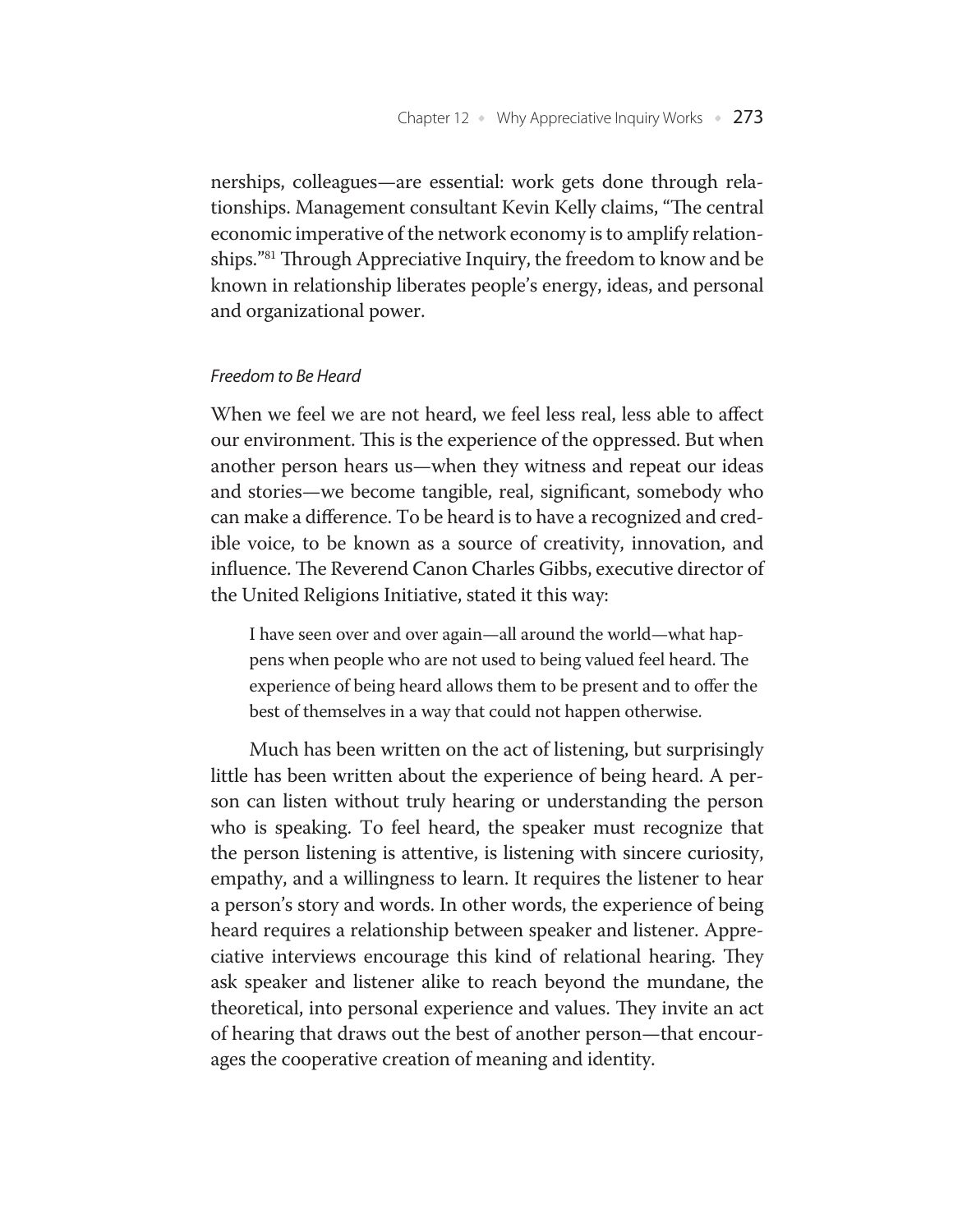nerships, colleagues—are essential: work gets done through relationships. Management consultant Kevin Kelly claims, "The central economic imperative of the network economy is to amplify relationships."[81] Through Appreciative Inquiry, the freedom to know and be known in relationship liberates people's energy, ideas, and personal and organizational power.

### *Freedom to Be Heard*

When we feel we are not heard, we feel less real, less able to affect our environment. This is the experience of the oppressed. But when another person hears us—when they witness and repeat our ideas and stories—we become tangible, real, significant, somebody who can make a difference. To be heard is to have a recognized and credible voice, to be known as a source of creativity, innovation, and influence. The Reverend Canon Charles Gibbs, executive director of the United Religions Initiative, stated it this way:

> I have seen over and over again—all around the world—what happens when people who are not used to being valued feel heard. The experience of being heard allows them to be present and to offer the best of themselves in a way that could not happen otherwise.

Much has been written on the act of listening, but surprisingly little has been written about the experience of being heard. A person can listen without truly hearing or understanding the person who is speaking. To feel heard, the speaker must recognize that the person listening is attentive, is listening with sincere curiosity, empathy, and a willingness to learn. It requires the listener to hear a person's story and words. In other words, the experience of being heard requires a relationship between speaker and listener. Appreciative interviews encourage this kind of relational hearing. They ask speaker and listener alike to reach beyond the mundane, the theoretical, into personal experience and values. They invite an act of hearing that draws out the best of another person—that encourages the cooperative creation of meaning and identity.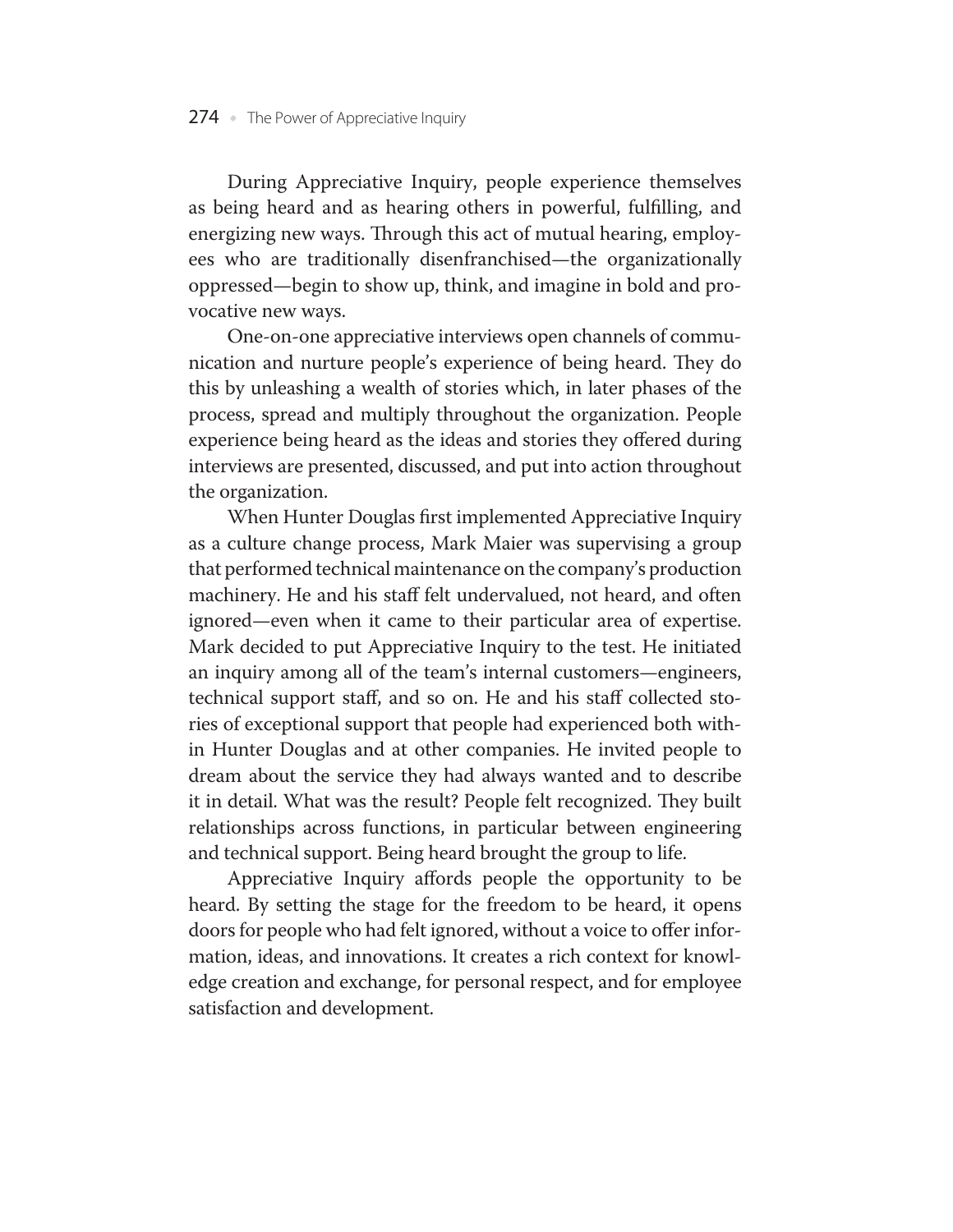During Appreciative Inquiry, people experience themselves as being heard and as hearing others in powerful, fulfilling, and energizing new ways. Through this act of mutual hearing, employees who are traditionally disenfranchised—the organizationally oppressed—begin to show up, think, and imagine in bold and provocative new ways.

One-on-one appreciative interviews open channels of communication and nurture people's experience of being heard. They do this by unleashing a wealth of stories which, in later phases of the process, spread and multiply throughout the organization. People experience being heard as the ideas and stories they offered during interviews are presented, discussed, and put into action throughout the organization.

When Hunter Douglas first implemented Appreciative Inquiry as a culture change process, Mark Maier was supervising a group that performed technical maintenance on the company's production machinery. He and his staff felt undervalued, not heard, and often ignored—even when it came to their particular area of expertise. Mark decided to put Appreciative Inquiry to the test. He initiated an inquiry among all of the team's internal customers—engineers, technical support staff, and so on. He and his staff collected stories of exceptional support that people had experienced both within Hunter Douglas and at other companies. He invited people to dream about the service they had always wanted and to describe it in detail. What was the result? People felt recognized. They built relationships across functions, in particular between engineering and technical support. Being heard brought the group to life.

Appreciative Inquiry affords people the opportunity to be heard. By setting the stage for the freedom to be heard, it opens doors for people who had felt ignored, without a voice to offer information, ideas, and innovations. It creates a rich context for knowledge creation and exchange, for personal respect, and for employee satisfaction and development.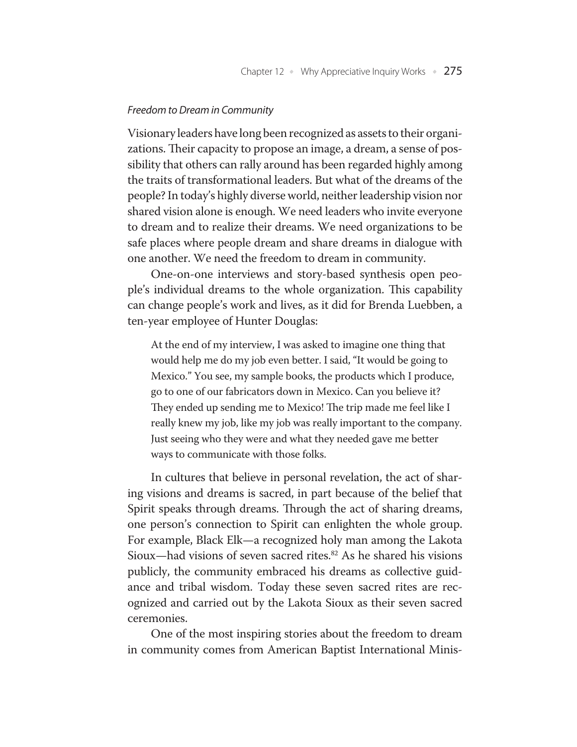*Freedom to Dream in Community*

Visionary leaders have long been recognized as assets to their organizations. Their capacity to propose an image, a dream, a sense of possibility that others can rally around has been regarded highly among the traits of transformational leaders. But what of the dreams of the people? In today's highly diverse world, neither leadership vision nor shared vision alone is enough. We need leaders who invite everyone to dream and to realize their dreams. We need organizations to be safe places where people dream and share dreams in dialogue with one another. We need the freedom to dream in community.

One-on-one interviews and story-based synthesis open people's individual dreams to the whole organization. This capability can change people's work and lives, as it did for Brenda Luebben, a ten-year employee of Hunter Douglas:

> At the end of my interview, I was asked to imagine one thing that would help me do my job even better. I said, "It would be going to Mexico." You see, my sample books, the products which I produce, go to one of our fabricators down in Mexico. Can you believe it? They ended up sending me to Mexico! The trip made me feel like I really knew my job, like my job was really important to the company. Just seeing who they were and what they needed gave me better ways to communicate with those folks.

In cultures that believe in personal revelation, the act of sharing visions and dreams is sacred, in part because of the belief that Spirit speaks through dreams. Through the act of sharing dreams, one person's connection to Spirit can enlighten the whole group. For example, Black Elk—a recognized holy man among the Lakota Sioux—had visions of seven sacred rites.[82] As he shared his visions publicly, the community embraced his dreams as collective guidance and tribal wisdom. Today these seven sacred rites are recognized and carried out by the Lakota Sioux as their seven sacred ceremonies.

One of the most inspiring stories about the freedom to dream in community comes from American Baptist International Minis-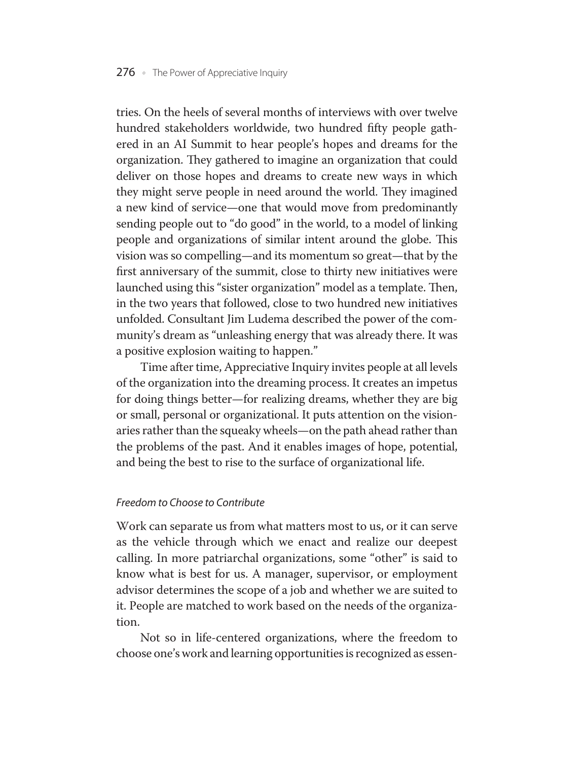tries. On the heels of several months of interviews with over twelve hundred stakeholders worldwide, two hundred fifty people gathered in an AI Summit to hear people's hopes and dreams for the organization. They gathered to imagine an organization that could deliver on those hopes and dreams to create new ways in which they might serve people in need around the world. They imagined a new kind of service—one that would move from predominantly sending people out to "do good" in the world, to a model of linking people and organizations of similar intent around the globe. This vision was so compelling—and its momentum so great—that by the first anniversary of the summit, close to thirty new initiatives were launched using this "sister organization" model as a template. Then, in the two years that followed, close to two hundred new initiatives unfolded. Consultant Jim Ludema described the power of the community's dream as "unleashing energy that was already there. It was a positive explosion waiting to happen."

Time after time, Appreciative Inquiry invites people at all levels of the organization into the dreaming process. It creates an impetus for doing things better—for realizing dreams, whether they are big or small, personal or organizational. It puts attention on the visionaries rather than the squeaky wheels—on the path ahead rather than the problems of the past. And it enables images of hope, potential, and being the best to rise to the surface of organizational life.

### *Freedom to Choose to Contribute*

Work can separate us from what matters most to us, or it can serve as the vehicle through which we enact and realize our deepest calling. In more patriarchal organizations, some "other" is said to know what is best for us. A manager, supervisor, or employment advisor determines the scope of a job and whether we are suited to it. People are matched to work based on the needs of the organization.

Not so in life-centered organizations, where the freedom to choose one's work and learning opportunities is recognized as essen-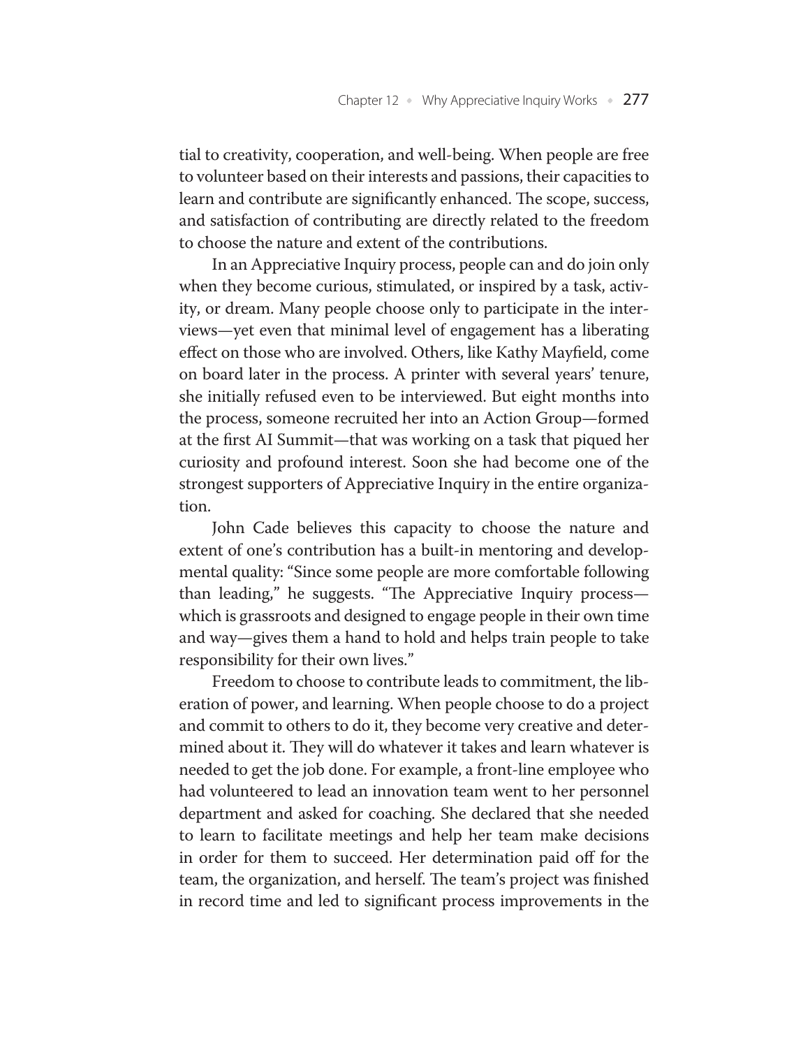tial to creativity, cooperation, and well-being. When people are free to volunteer based on their interests and passions, their capacities to learn and contribute are significantly enhanced. The scope, success, and satisfaction of contributing are directly related to the freedom to choose the nature and extent of the contributions.

In an Appreciative Inquiry process, people can and do join only when they become curious, stimulated, or inspired by a task, activity, or dream. Many people choose only to participate in the interviews—yet even that minimal level of engagement has a liberating effect on those who are involved. Others, like Kathy Mayfield, come on board later in the process. A printer with several years' tenure, she initially refused even to be interviewed. But eight months into the process, someone recruited her into an Action Group—formed at the first AI Summit—that was working on a task that piqued her curiosity and profound interest. Soon she had become one of the strongest supporters of Appreciative Inquiry in the entire organization.

John Cade believes this capacity to choose the nature and extent of one's contribution has a built-in mentoring and developmental quality: "Since some people are more comfortable following than leading," he suggests. "The Appreciative Inquiry process—which is grassroots and designed to engage people in their own time and way—gives them a hand to hold and helps train people to take responsibility for their own lives."

Freedom to choose to contribute leads to commitment, the liberation of power, and learning. When people choose to do a project and commit to others to do it, they become very creative and determined about it. They will do whatever it takes and learn whatever is needed to get the job done. For example, a front-line employee who had volunteered to lead an innovation team went to her personnel department and asked for coaching. She declared that she needed to learn to facilitate meetings and help her team make decisions in order for them to succeed. Her determination paid off for the team, the organization, and herself. The team's project was finished in record time and led to significant process improvements in the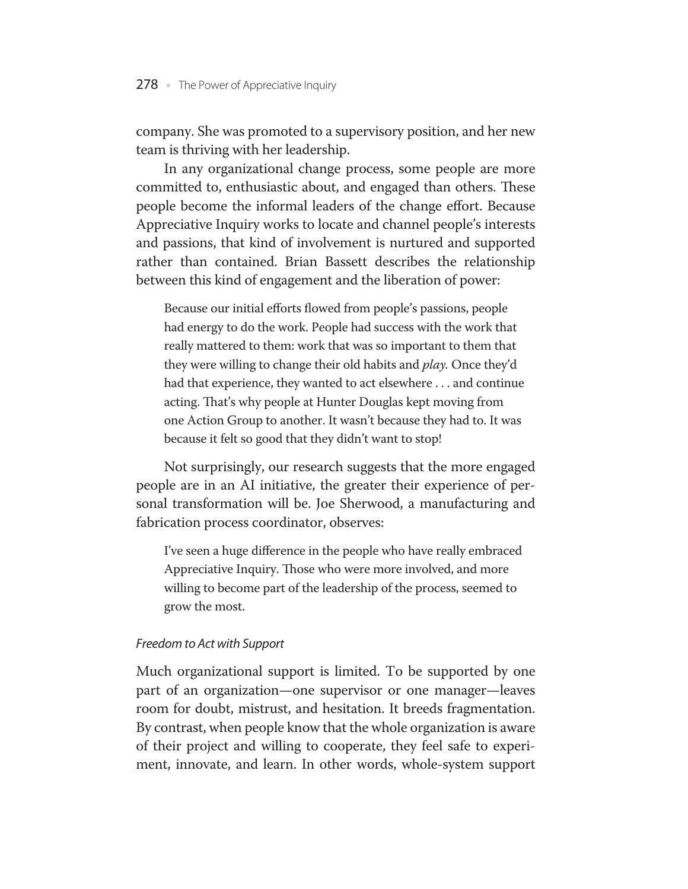company. She was promoted to a supervisory position, and her new team is thriving with her leadership.

In any organizational change process, some people are more committed to, enthusiastic about, and engaged than others. These people become the informal leaders of the change effort. Because Appreciative Inquiry works to locate and channel people's interests and passions, that kind of involvement is nurtured and supported rather than contained. Brian Bassett describes the relationship between this kind of engagement and the liberation of power:

> Because our initial efforts flowed from people's passions, people had energy to do the work. People had success with the work that really mattered to them: work that was so important to them that they were willing to change their old habits and *play.* Once they'd had that experience, they wanted to act elsewhere . . . and continue acting. That's why people at Hunter Douglas kept moving from one Action Group to another. It wasn't because they had to. It was because it felt so good that they didn't want to stop!

Not surprisingly, our research suggests that the more engaged people are in an AI initiative, the greater their experience of personal transformation will be. Joe Sherwood, a manufacturing and fabrication process coordinator, observes:

> I've seen a huge difference in the people who have really embraced Appreciative Inquiry. Those who were more involved, and more willing to become part of the leadership of the process, seemed to grow the most.

### *Freedom to Act with Support*

Much organizational support is limited. To be supported by one part of an organization—one supervisor or one manager—leaves room for doubt, mistrust, and hesitation. It breeds fragmentation. By contrast, when people know that the whole organization is aware of their project and willing to cooperate, they feel safe to experiment, innovate, and learn. In other words, whole-system support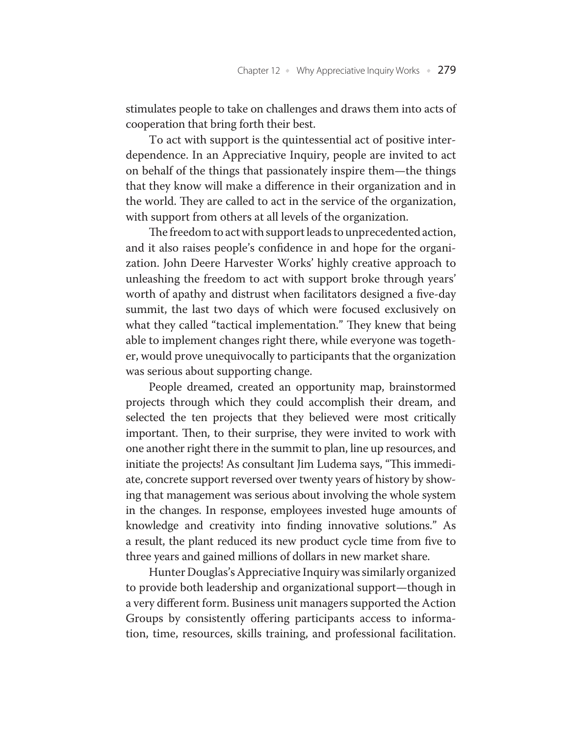stimulates people to take on challenges and draws them into acts of cooperation that bring forth their best.

To act with support is the quintessential act of positive interdependence. In an Appreciative Inquiry, people are invited to act on behalf of the things that passionately inspire them—the things that they know will make a difference in their organization and in the world. They are called to act in the service of the organization, with support from others at all levels of the organization.

The freedom to act with support leads to unprecedented action, and it also raises people's confidence in and hope for the organization. John Deere Harvester Works' highly creative approach to unleashing the freedom to act with support broke through years' worth of apathy and distrust when facilitators designed a five-day summit, the last two days of which were focused exclusively on what they called "tactical implementation." They knew that being able to implement changes right there, while everyone was together, would prove unequivocally to participants that the organization was serious about supporting change.

People dreamed, created an opportunity map, brainstormed projects through which they could accomplish their dream, and selected the ten projects that they believed were most critically important. Then, to their surprise, they were invited to work with one another right there in the summit to plan, line up resources, and initiate the projects! As consultant Jim Ludema says, "This immediate, concrete support reversed over twenty years of history by showing that management was serious about involving the whole system in the changes. In response, employees invested huge amounts of knowledge and creativity into finding innovative solutions." As a result, the plant reduced its new product cycle time from five to three years and gained millions of dollars in new market share.

Hunter Douglas's Appreciative Inquiry was similarly organized to provide both leadership and organizational support—though in a very different form. Business unit managers supported the Action Groups by consistently offering participants access to information, time, resources, skills training, and professional facilitation.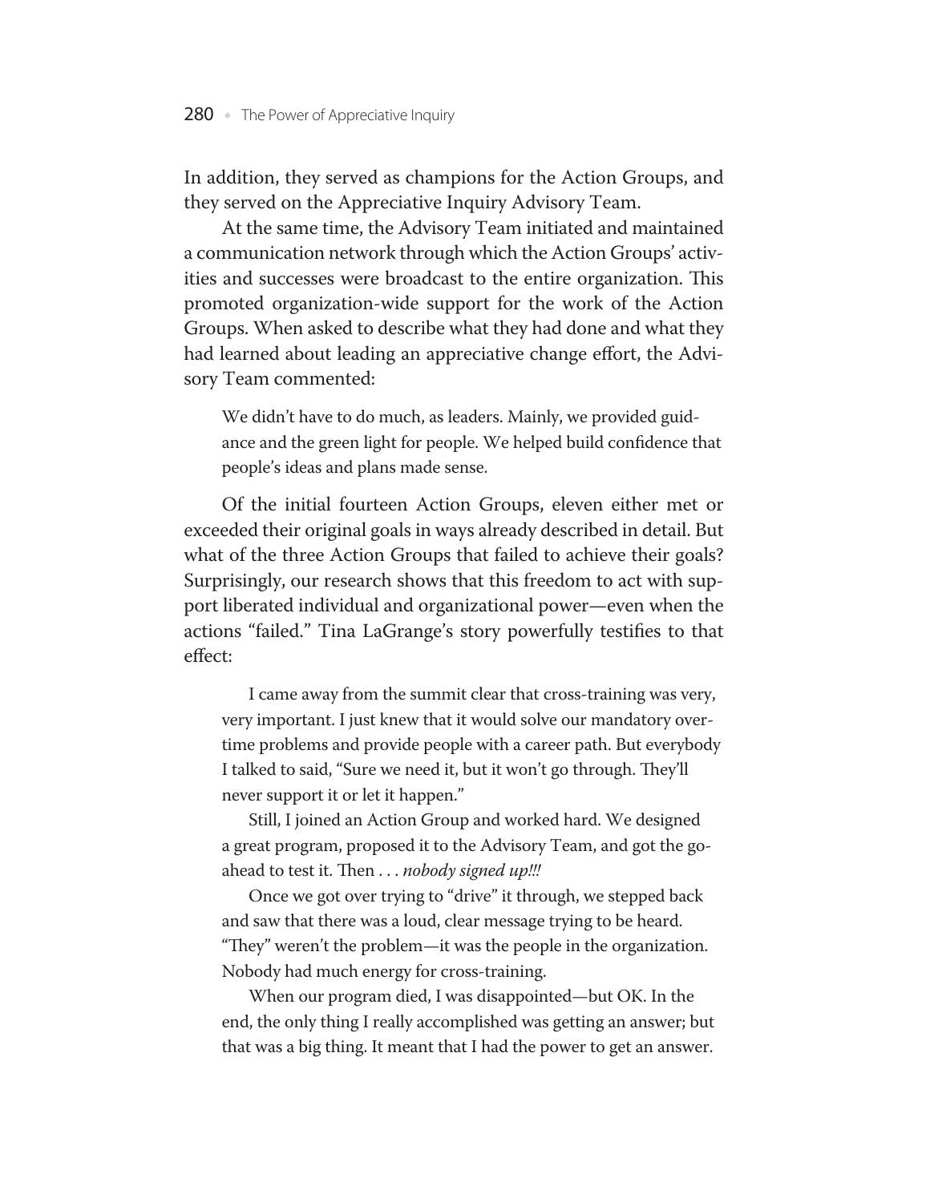In addition, they served as champions for the Action Groups, and they served on the Appreciative Inquiry Advisory Team.

At the same time, the Advisory Team initiated and maintained a communication network through which the Action Groups' activities and successes were broadcast to the entire organization. This promoted organization-wide support for the work of the Action Groups. When asked to describe what they had done and what they had learned about leading an appreciative change effort, the Advisory Team commented:

> We didn't have to do much, as leaders. Mainly, we provided guidance and the green light for people. We helped build confidence that people's ideas and plans made sense.

Of the initial fourteen Action Groups, eleven either met or exceeded their original goals in ways already described in detail. But what of the three Action Groups that failed to achieve their goals? Surprisingly, our research shows that this freedom to act with support liberated individual and organizational power—even when the actions "failed." Tina LaGrange's story powerfully testifies to that effect:

> I came away from the summit clear that cross-training was very, very important. I just knew that it would solve our mandatory overtime problems and provide people with a career path. But everybody I talked to said, "Sure we need it, but it won't go through. They'll never support it or let it happen."
>
> Still, I joined an Action Group and worked hard. We designed a great program, proposed it to the Advisory Team, and got the go-ahead to test it. Then . . . *nobody signed up!!!*
>
> Once we got over trying to "drive" it through, we stepped back and saw that there was a loud, clear message trying to be heard. "They" weren't the problem—it was the people in the organization. Nobody had much energy for cross-training.
>
> When our program died, I was disappointed—but OK. In the end, the only thing I really accomplished was getting an answer; but that was a big thing. It meant that I had the power to get an answer.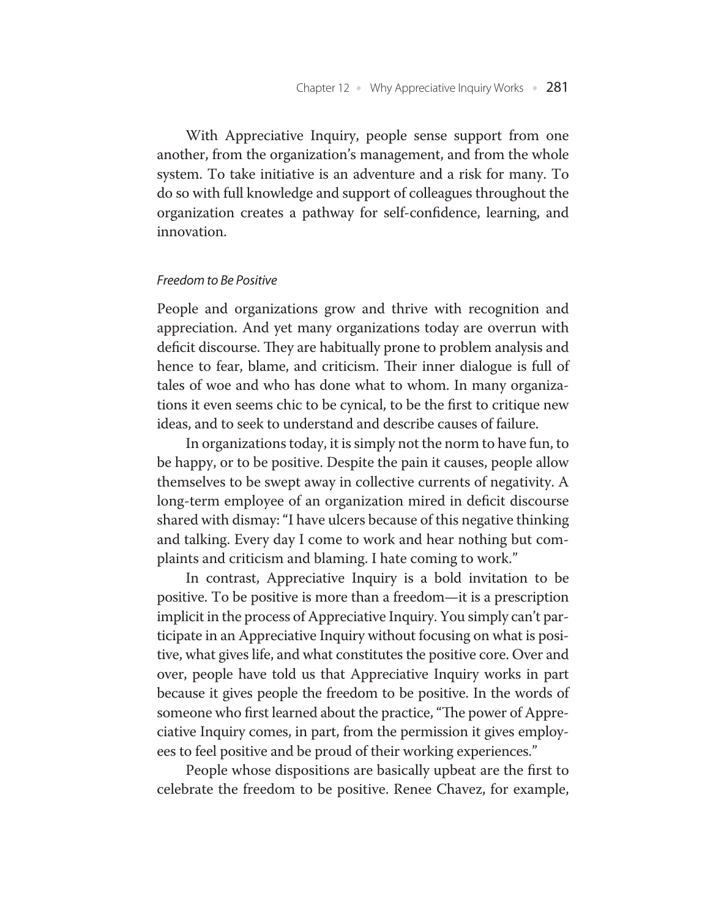With Appreciative Inquiry, people sense support from one another, from the organization's management, and from the whole system. To take initiative is an adventure and a risk for many. To do so with full knowledge and support of colleagues throughout the organization creates a pathway for self-confidence, learning, and innovation.

### *Freedom to Be Positive*

People and organizations grow and thrive with recognition and appreciation. And yet many organizations today are overrun with deficit discourse. They are habitually prone to problem analysis and hence to fear, blame, and criticism. Their inner dialogue is full of tales of woe and who has done what to whom. In many organizations it even seems chic to be cynical, to be the first to critique new ideas, and to seek to understand and describe causes of failure.

In organizations today, it is simply not the norm to have fun, to be happy, or to be positive. Despite the pain it causes, people allow themselves to be swept away in collective currents of negativity. A long-term employee of an organization mired in deficit discourse shared with dismay: "I have ulcers because of this negative thinking and talking. Every day I come to work and hear nothing but complaints and criticism and blaming. I hate coming to work."

In contrast, Appreciative Inquiry is a bold invitation to be positive. To be positive is more than a freedom—it is a prescription implicit in the process of Appreciative Inquiry. You simply can't participate in an Appreciative Inquiry without focusing on what is positive, what gives life, and what constitutes the positive core. Over and over, people have told us that Appreciative Inquiry works in part because it gives people the freedom to be positive. In the words of someone who first learned about the practice, "The power of Appreciative Inquiry comes, in part, from the permission it gives employees to feel positive and be proud of their working experiences."

People whose dispositions are basically upbeat are the first to celebrate the freedom to be positive. Renee Chavez, for example,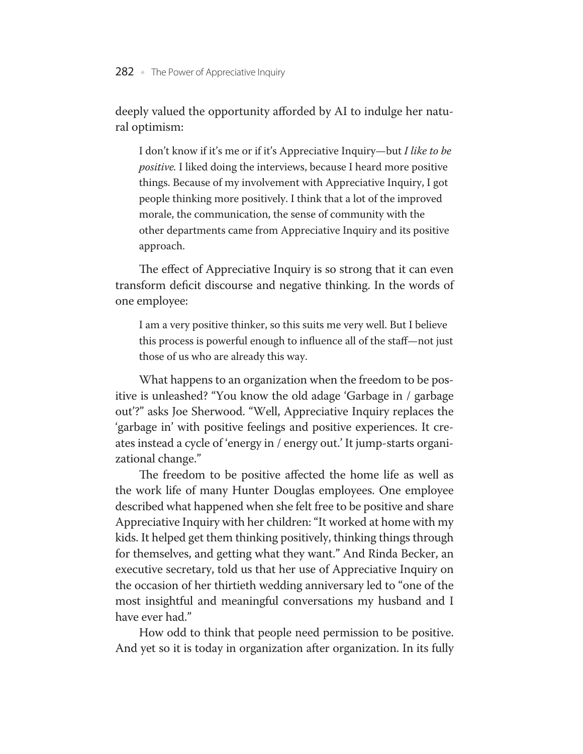deeply valued the opportunity afforded by AI to indulge her natural optimism:

> I don't know if it's me or if it's Appreciative Inquiry—but *I like to be positive.* I liked doing the interviews, because I heard more positive things. Because of my involvement with Appreciative Inquiry, I got people thinking more positively. I think that a lot of the improved morale, the communication, the sense of community with the other departments came from Appreciative Inquiry and its positive approach.

The effect of Appreciative Inquiry is so strong that it can even transform deficit discourse and negative thinking. In the words of one employee:

> I am a very positive thinker, so this suits me very well. But I believe this process is powerful enough to influence all of the staff—not just those of us who are already this way.

What happens to an organization when the freedom to be positive is unleashed? "You know the old adage 'Garbage in / garbage out'?" asks Joe Sherwood. "Well, Appreciative Inquiry replaces the 'garbage in' with positive feelings and positive experiences. It creates instead a cycle of 'energy in / energy out.' It jump-starts organizational change."

The freedom to be positive affected the home life as well as the work life of many Hunter Douglas employees. One employee described what happened when she felt free to be positive and share Appreciative Inquiry with her children: "It worked at home with my kids. It helped get them thinking positively, thinking things through for themselves, and getting what they want." And Rinda Becker, an executive secretary, told us that her use of Appreciative Inquiry on the occasion of her thirtieth wedding anniversary led to "one of the most insightful and meaningful conversations my husband and I have ever had."

How odd to think that people need permission to be positive. And yet so it is today in organization after organization. In its fully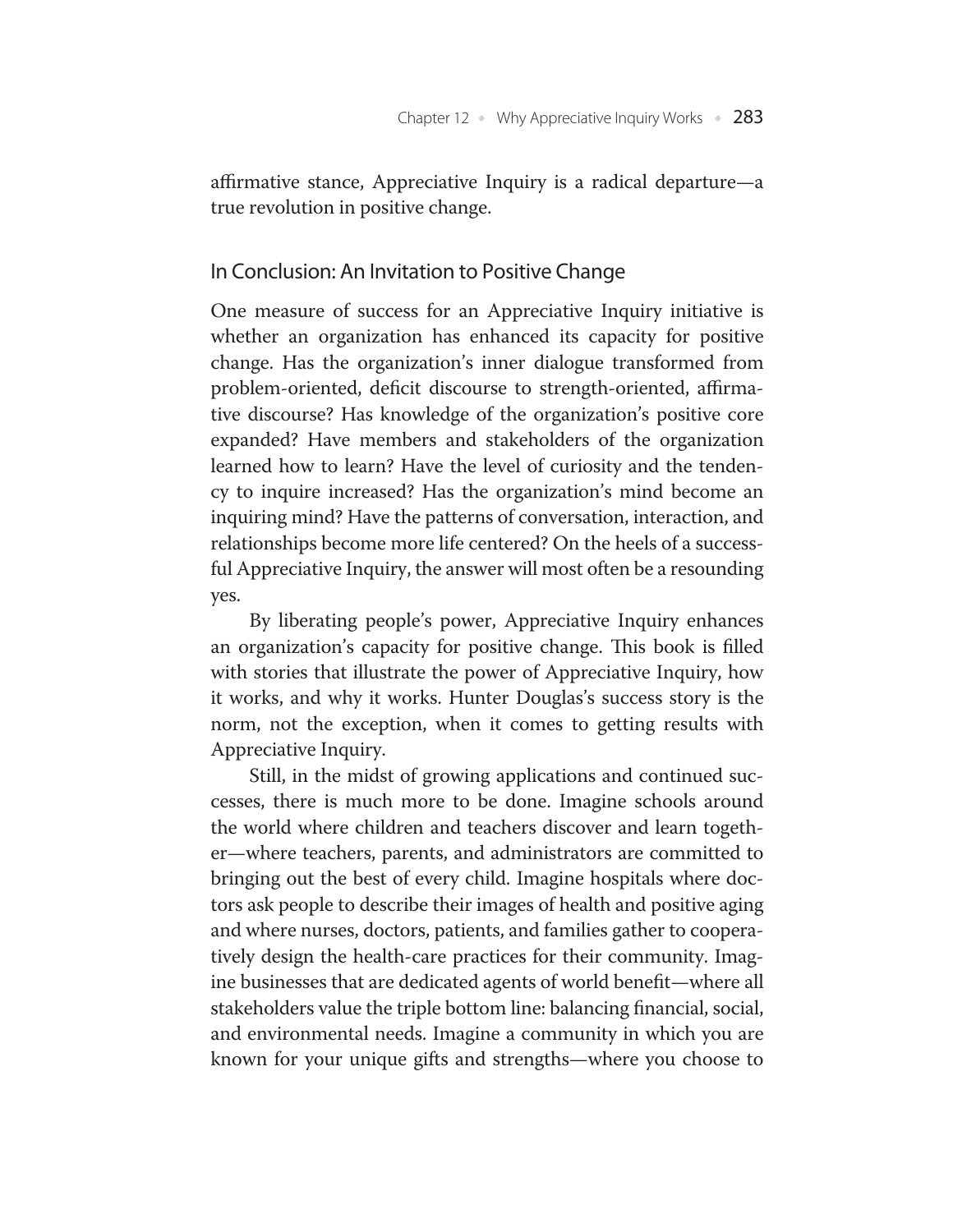affirmative stance, Appreciative Inquiry is a radical departure—a true revolution in positive change.

## In Conclusion: An Invitation to Positive Change

One measure of success for an Appreciative Inquiry initiative is whether an organization has enhanced its capacity for positive change. Has the organization's inner dialogue transformed from problem-oriented, deficit discourse to strength-oriented, affirmative discourse? Has knowledge of the organization's positive core expanded? Have members and stakeholders of the organization learned how to learn? Have the level of curiosity and the tendency to inquire increased? Has the organization's mind become an inquiring mind? Have the patterns of conversation, interaction, and relationships become more life centered? On the heels of a successful Appreciative Inquiry, the answer will most often be a resounding yes.

By liberating people's power, Appreciative Inquiry enhances an organization's capacity for positive change. This book is filled with stories that illustrate the power of Appreciative Inquiry, how it works, and why it works. Hunter Douglas's success story is the norm, not the exception, when it comes to getting results with Appreciative Inquiry.

Still, in the midst of growing applications and continued successes, there is much more to be done. Imagine schools around the world where children and teachers discover and learn together—where teachers, parents, and administrators are committed to bringing out the best of every child. Imagine hospitals where doctors ask people to describe their images of health and positive aging and where nurses, doctors, patients, and families gather to cooperatively design the health-care practices for their community. Imagine businesses that are dedicated agents of world benefit—where all stakeholders value the triple bottom line: balancing financial, social, and environmental needs. Imagine a community in which you are known for your unique gifts and strengths—where you choose to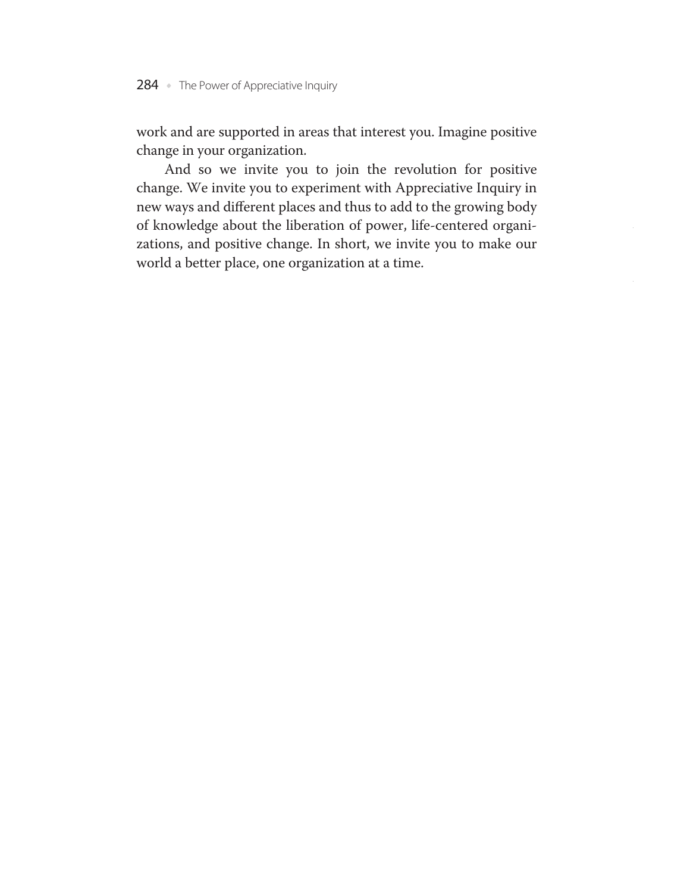work and are supported in areas that interest you. Imagine positive change in your organization.

And so we invite you to join the revolution for positive change. We invite you to experiment with Appreciative Inquiry in new ways and different places and thus to add to the growing body of knowledge about the liberation of power, life-centered organizations, and positive change. In short, we invite you to make our world a better place, one organization at a time.